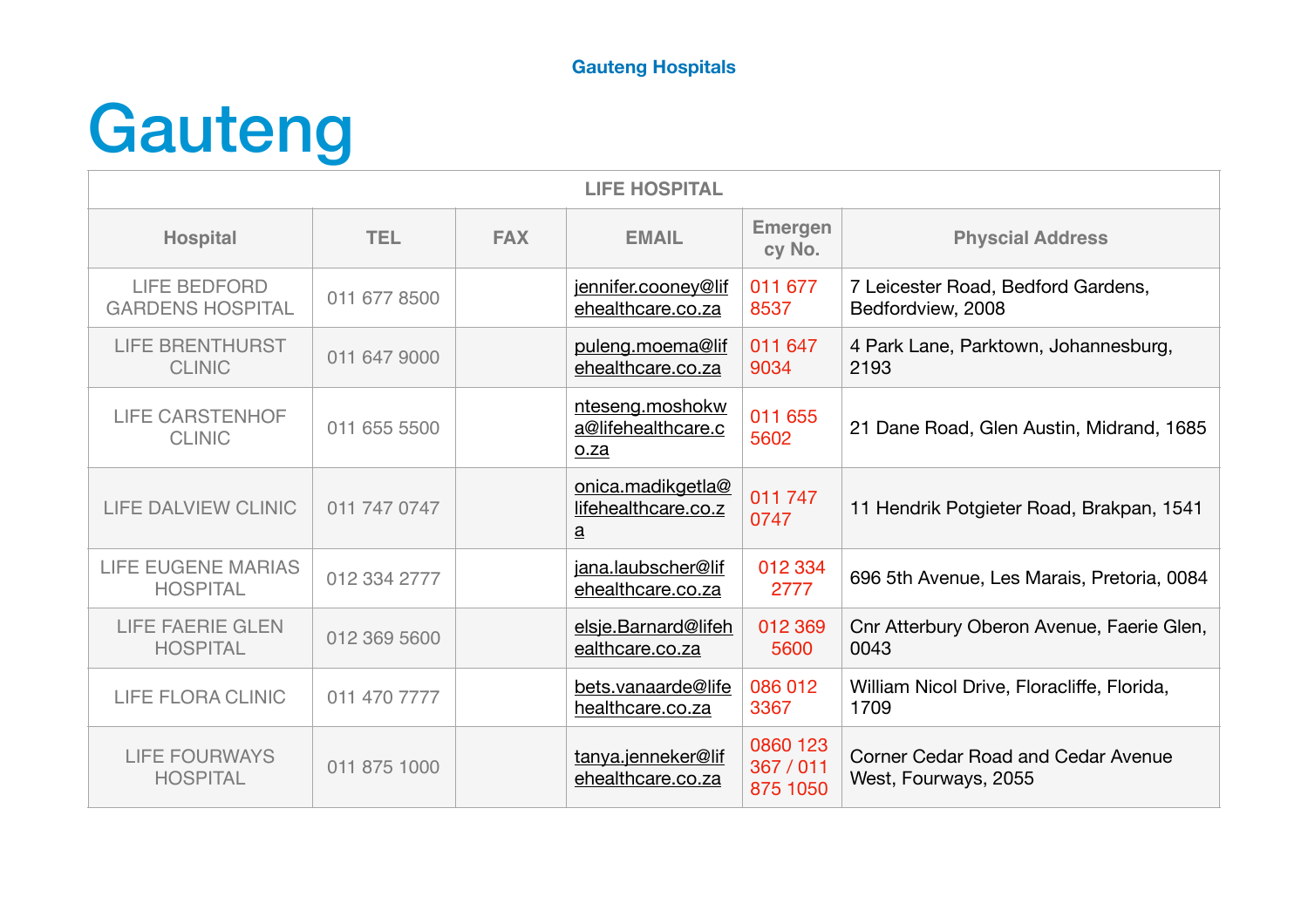# Gauteng

| LIFE HOSPITAL | | | | | |
|---|---|---|---|---|---|
| **Hospital** | **TEL** | **FAX** | **EMAIL** | **Emergency No.** | **Physcial Address** |
| LIFE BEDFORD GARDENS HOSPITAL | 011 677 8500 | | jennifer.cooney@lifehealthcare.co.za | 011 677 8537 | 7 Leicester Road, Bedford Gardens, Bedfordview, 2008 |
| LIFE BRENTHURST CLINIC | 011 647 9000 | | puleng.moema@lifehealthcare.co.za | 011 647 9034 | 4 Park Lane, Parktown, Johannesburg, 2193 |
| LIFE CARSTENHOF CLINIC | 011 655 5500 | | nteseng.moshokwa@lifehealthcare.co.za | 011 655 5602 | 21 Dane Road, Glen Austin, Midrand, 1685 |
| LIFE DALVIEW CLINIC | 011 747 0747 | | onica.madikgetla@lifehealthcare.co.za | 011 747 0747 | 11 Hendrik Potgieter Road, Brakpan, 1541 |
| LIFE EUGENE MARIAS HOSPITAL | 012 334 2777 | | jana.laubscher@lifehealthcare.co.za | 012 334 2777 | 696 5th Avenue, Les Marais, Pretoria, 0084 |
| LIFE FAERIE GLEN HOSPITAL | 012 369 5600 | | elsje.Barnard@lifehealthcare.co.za | 012 369 5600 | Cnr Atterbury Oberon Avenue, Faerie Glen, 0043 |
| LIFE FLORA CLINIC | 011 470 7777 | | bets.vanaarde@lifehealthcare.co.za | 086 012 3367 | William Nicol Drive, Floracliffe, Florida, 1709 |
| LIFE FOURWAYS HOSPITAL | 011 875 1000 | | tanya.jenneker@lifehealthcare.co.za | 0860 123 367 / 011 875 1050 | Corner Cedar Road and Cedar Avenue West, Fourways, 2055 |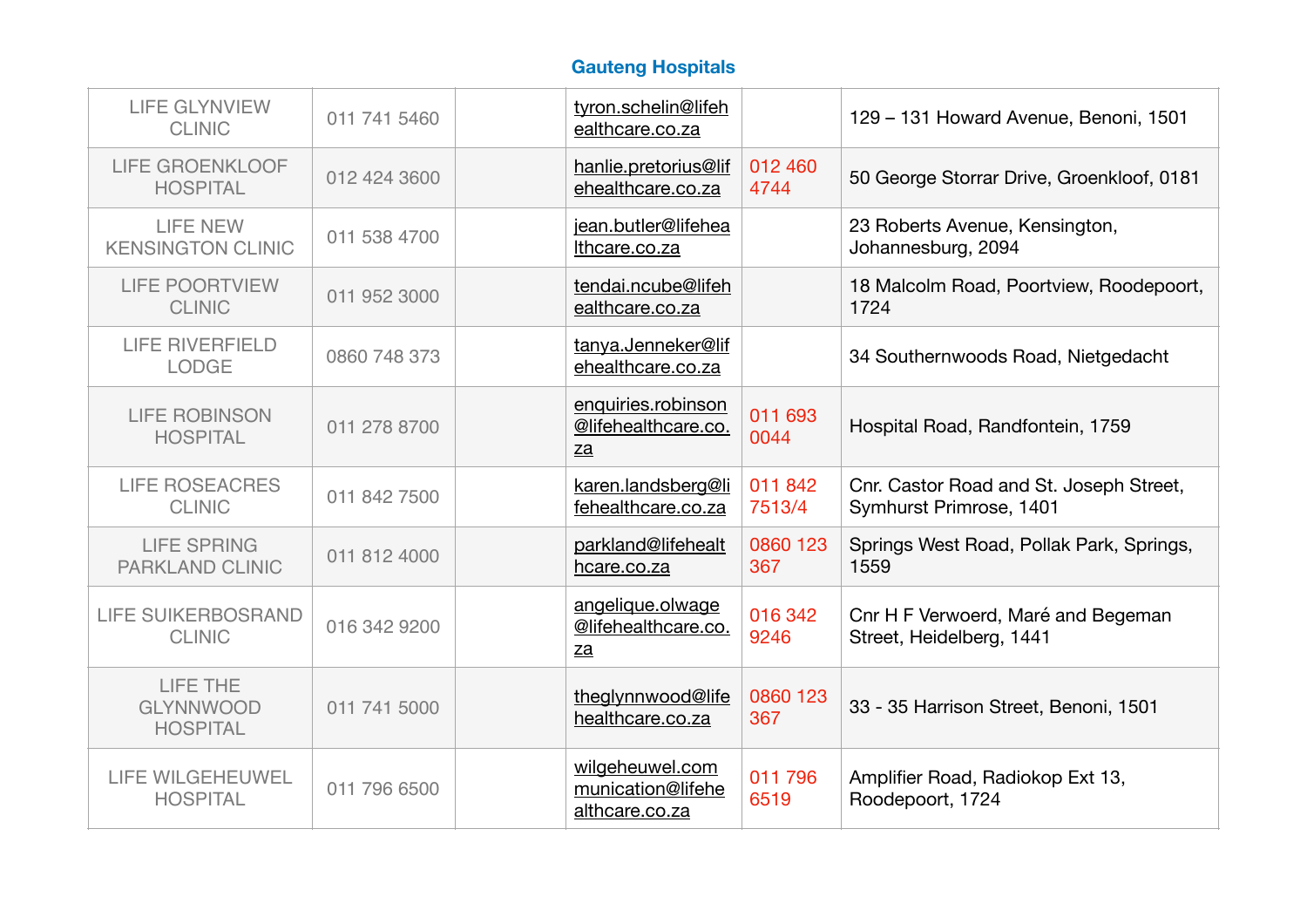## Gauteng Hospitals

| | | | | | |
|---|---|---|---|---|---|
| LIFE GLYNVIEW CLINIC | 011 741 5460 | | tyron.schelin@lifehealthcare.co.za | | 129 – 131 Howard Avenue, Benoni, 1501 |
| LIFE GROENKLOOF HOSPITAL | 012 424 3600 | | hanlie.pretorius@lifehealthcare.co.za | 012 460 4744 | 50 George Storrar Drive, Groenkloof, 0181 |
| LIFE NEW KENSINGTON CLINIC | 011 538 4700 | | jean.butler@lifehealthcare.co.za | | 23 Roberts Avenue, Kensington, Johannesburg, 2094 |
| LIFE POORTVIEW CLINIC | 011 952 3000 | | tendai.ncube@lifehealthcare.co.za | | 18 Malcolm Road, Poortview, Roodepoort, 1724 |
| LIFE RIVERFIELD LODGE | 0860 748 373 | | tanya.Jenneker@lifehealthcare.co.za | | 34 Southernwoods Road, Nietgedacht |
| LIFE ROBINSON HOSPITAL | 011 278 8700 | | enquiries.robinson@lifehealthcare.co.za | 011 693 0044 | Hospital Road, Randfontein, 1759 |
| LIFE ROSEACRES CLINIC | 011 842 7500 | | karen.landsberg@lifehealthcare.co.za | 011 842 7513/4 | Cnr. Castor Road and St. Joseph Street, Symhurst Primrose, 1401 |
| LIFE SPRING PARKLAND CLINIC | 011 812 4000 | | parkland@lifehealthcare.co.za | 0860 123 367 | Springs West Road, Pollak Park, Springs, 1559 |
| LIFE SUIKERBOSRAND CLINIC | 016 342 9200 | | angelique.olwage@lifehealthcare.co.za | 016 342 9246 | Cnr H F Verwoerd, Maré and Begeman Street, Heidelberg, 1441 |
| LIFE THE GLYNNWOOD HOSPITAL | 011 741 5000 | | theglynnwood@lifehealthcare.co.za | 0860 123 367 | 33 - 35 Harrison Street, Benoni, 1501 |
| LIFE WILGEHEUWEL HOSPITAL | 011 796 6500 | | wilgeheuwel.communication@lifehealthcare.co.za | 011 796 6519 | Amplifier Road, Radiokop Ext 13, Roodepoort, 1724 |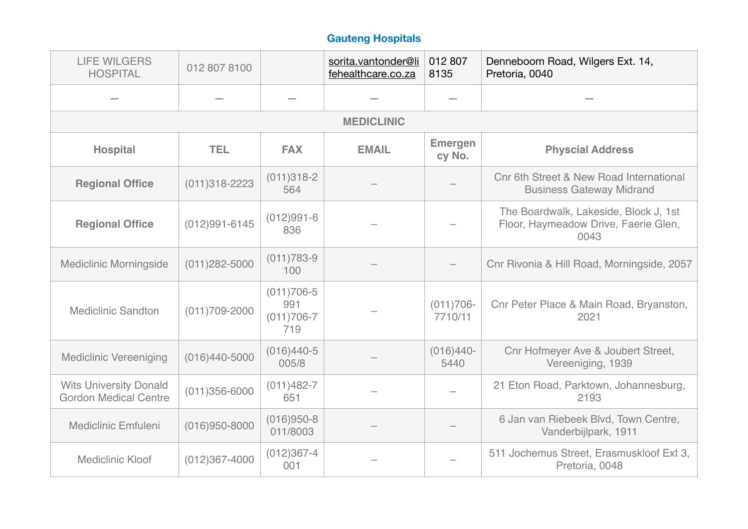## Gauteng Hospitals

| LIFE WILGERS HOSPITAL | 012 807 8100 | | sorita.vantonder@lifehealthcare.co.za | 012 807 8135 | Denneboom Road, Wilgers Ext. 14, Pretoria, 0040 |
|---|---|---|---|---|---|
| – | – | – | – | – | – |
| **MEDICLINIC** | | | | | |
| **Hospital** | **TEL** | **FAX** | **EMAIL** | **Emergency No.** | **Physcial Address** |
| **Regional Office** | (011)318-2223 | (011)318-2564 | – | – | Cnr 6th Street & New Road International Business Gateway Midrand |
| **Regional Office** | (012)991-6145 | (012)991-6836 | – | – | The Boardwalk, Lakeside, Block J, 1st Floor, Haymeadow Drive, Faerie Glen, 0043 |
| Mediclinic Morningside | (011)282-5000 | (011)783-9100 | – | – | Cnr Rivonia & Hill Road, Morningside, 2057 |
| Mediclinic Sandton | (011)709-2000 | (011)706-5991 (011)706-7719 | – | (011)706-7710/11 | Cnr Peter Place & Main Road, Bryanston, 2021 |
| Mediclinic Vereeniging | (016)440-5000 | (016)440-5005/8 | – | (016)440-5440 | Cnr Hofmeyer Ave & Joubert Street, Vereeniging, 1939 |
| Wits University Donald Gordon Medical Centre | (011)356-6000 | (011)482-7651 | – | – | 21 Eton Road, Parktown, Johannesburg, 2193 |
| Mediclinic Emfuleni | (016)950-8000 | (016)950-8011/8003 | – | – | 6 Jan van Riebeek Blvd, Town Centre, Vanderbijlpark, 1911 |
| Mediclinic Kloof | (012)367-4000 | (012)367-4001 | – | – | 511 Jochemus Street, Erasmuskloof Ext 3, Pretoria, 0048 |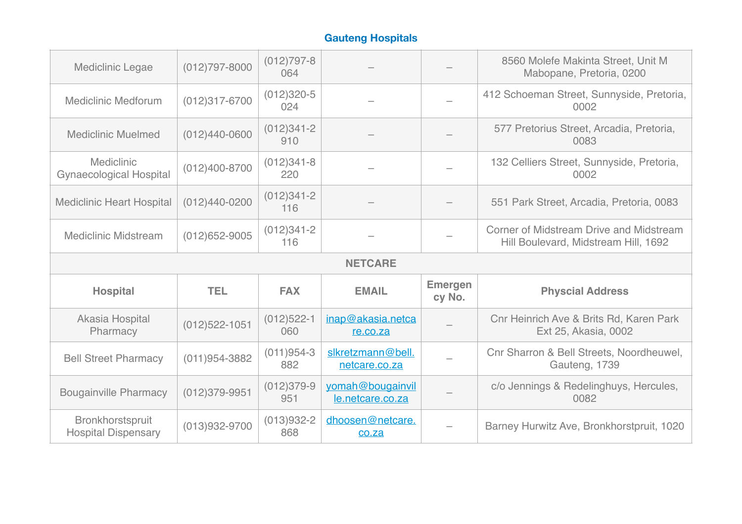## Gauteng Hospitals

| | | | | | |
|---|---|---|---|---|---|
| Mediclinic Legae | (012)797-8000 | (012)797-8064 | – | – | 8560 Molefe Makinta Street, Unit M Mabopane, Pretoria, 0200 |
| Mediclinic Medforum | (012)317-6700 | (012)320-5024 | – | – | 412 Schoeman Street, Sunnyside, Pretoria, 0002 |
| Mediclinic Muelmed | (012)440-0600 | (012)341-2910 | – | – | 577 Pretorius Street, Arcadia, Pretoria, 0083 |
| Mediclinic Gynaecological Hospital | (012)400-8700 | (012)341-8220 | – | – | 132 Celliers Street, Sunnyside, Pretoria, 0002 |
| Mediclinic Heart Hospital | (012)440-0200 | (012)341-2116 | – | – | 551 Park Street, Arcadia, Pretoria, 0083 |
| Mediclinic Midstream | (012)652-9005 | (012)341-2116 | – | – | Corner of Midstream Drive and Midstream Hill Boulevard, Midstream Hill, 1692 |
| **NETCARE** | | | | | |
| **Hospital** | **TEL** | **FAX** | **EMAIL** | **Emergency No.** | **Physcial Address** |
| Akasia Hospital Pharmacy | (012)522-1051 | (012)522-1060 | inap@akasia.netcare.co.za | – | Cnr Heinrich Ave & Brits Rd, Karen Park Ext 25, Akasia, 0002 |
| Bell Street Pharmacy | (011)954-3882 | (011)954-3882 | slkretzmann@bell.netcare.co.za | – | Cnr Sharron & Bell Streets, Noordheuwel, Gauteng, 1739 |
| Bougainville Pharmacy | (012)379-9951 | (012)379-9951 | yomah@bougainville.netcare.co.za | – | c/o Jennings & Redelinghuys, Hercules, 0082 |
| Bronkhorstspruit Hospital Dispensary | (013)932-9700 | (013)932-2868 | dhoosen@netcare.co.za | – | Barney Hurwitz Ave, Bronkhorstpruit, 1020 |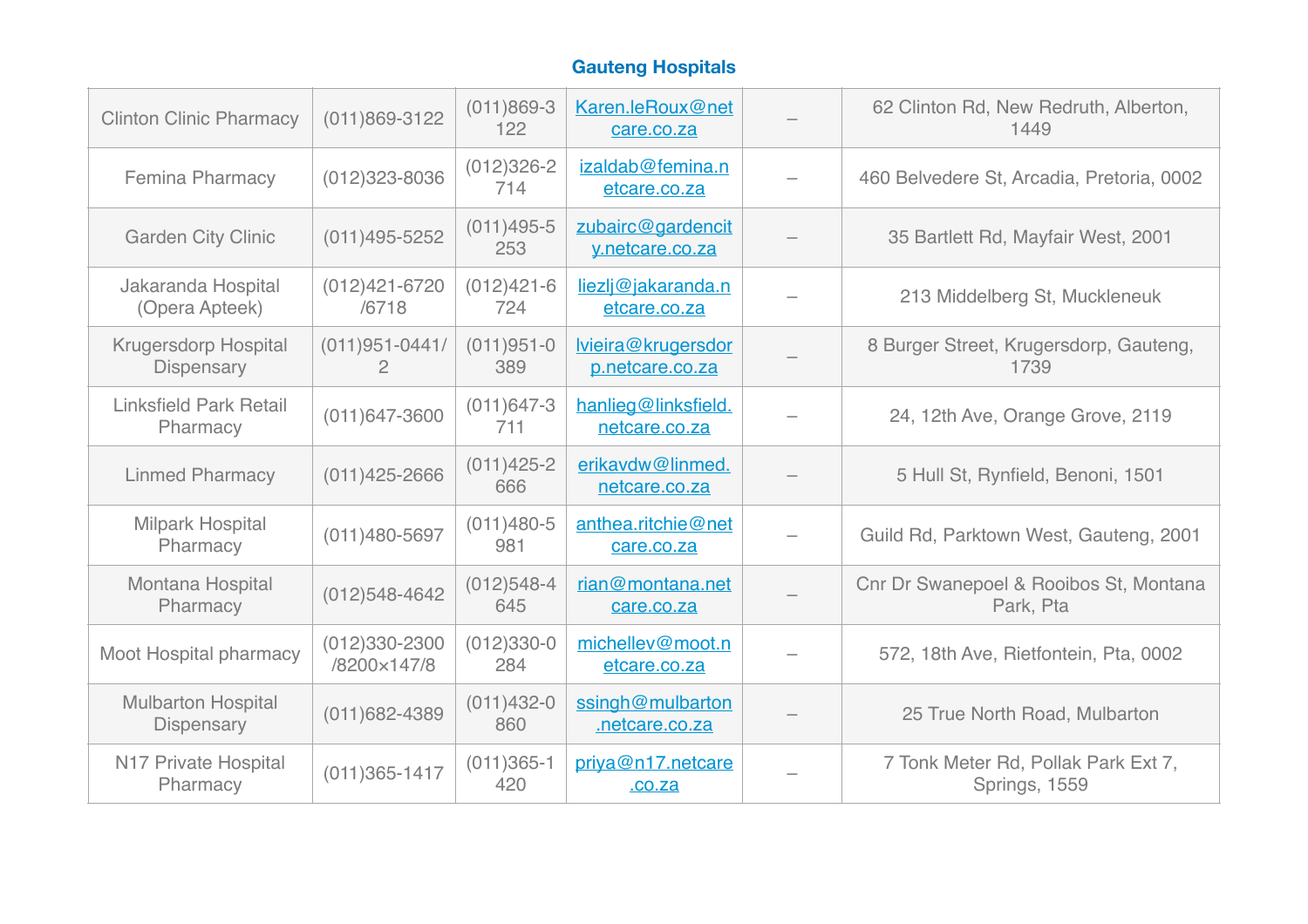## Gauteng Hospitals

| | | | | | |
|---|---|---|---|---|---|
| Clinton Clinic Pharmacy | (011)869-3122 | (011)869-3122 | Karen.leRoux@netcare.co.za | – | 62 Clinton Rd, New Redruth, Alberton, 1449 |
| Femina Pharmacy | (012)323-8036 | (012)326-2714 | izaldab@femina.netcare.co.za | – | 460 Belvedere St, Arcadia, Pretoria, 0002 |
| Garden City Clinic | (011)495-5252 | (011)495-5253 | zubairc@gardencity.netcare.co.za | – | 35 Bartlett Rd, Mayfair West, 2001 |
| Jakaranda Hospital (Opera Apteek) | (012)421-6720/6718 | (012)421-6724 | liezlj@jakaranda.netcare.co.za | – | 213 Middelberg St, Muckleneuk |
| Krugersdorp Hospital Dispensary | (011)951-0441/2 | (011)951-0389 | lvieira@krugersdorp.netcare.co.za | – | 8 Burger Street, Krugersdorp, Gauteng, 1739 |
| Linksfield Park Retail Pharmacy | (011)647-3600 | (011)647-3711 | hanlieg@linksfield.netcare.co.za | – | 24, 12th Ave, Orange Grove, 2119 |
| Linmed Pharmacy | (011)425-2666 | (011)425-2666 | erikavdw@linmed.netcare.co.za | – | 5 Hull St, Rynfield, Benoni, 1501 |
| Milpark Hospital Pharmacy | (011)480-5697 | (011)480-5981 | anthea.ritchie@netcare.co.za | – | Guild Rd, Parktown West, Gauteng, 2001 |
| Montana Hospital Pharmacy | (012)548-4642 | (012)548-4645 | rian@montana.netcare.co.za | – | Cnr Dr Swanepoel & Rooibos St, Montana Park, Pta |
| Moot Hospital pharmacy | (012)330-2300/8200×147/8 | (012)330-0284 | michellev@moot.netcare.co.za | – | 572, 18th Ave, Rietfontein, Pta, 0002 |
| Mulbarton Hospital Dispensary | (011)682-4389 | (011)432-0860 | ssingh@mulbarton.netcare.co.za | – | 25 True North Road, Mulbarton |
| N17 Private Hospital Pharmacy | (011)365-1417 | (011)365-1420 | priya@n17.netcare.co.za | – | 7 Tonk Meter Rd, Pollak Park Ext 7, Springs, 1559 |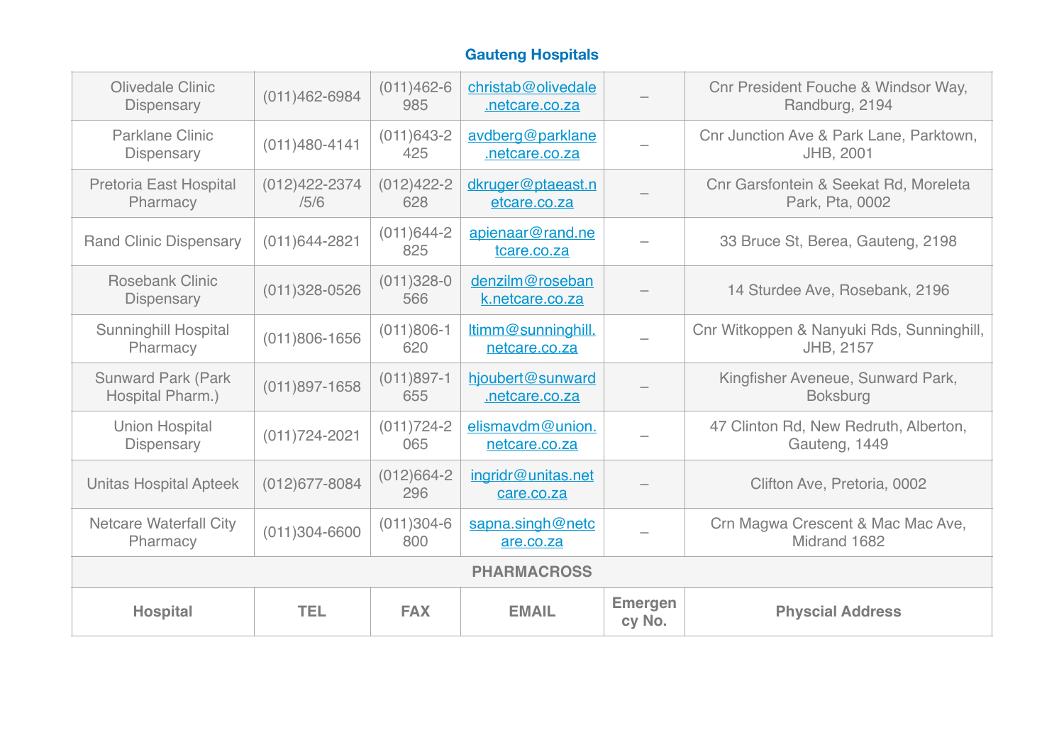**Gauteng Hospitals**

| | | | | | |
|---|---|---|---|---|---|
| Olivedale Clinic Dispensary | (011)462-6984 | (011)462-6985 | christab@olivedale.netcare.co.za | – | Cnr President Fouche & Windsor Way, Randburg, 2194 |
| Parklane Clinic Dispensary | (011)480-4141 | (011)643-2425 | avdberg@parklane.netcare.co.za | – | Cnr Junction Ave & Park Lane, Parktown, JHB, 2001 |
| Pretoria East Hospital Pharmacy | (012)422-2374/5/6 | (012)422-2628 | dkruger@ptaeast.netcare.co.za | – | Cnr Garsfontein & Seekat Rd, Moreleta Park, Pta, 0002 |
| Rand Clinic Dispensary | (011)644-2821 | (011)644-2825 | apienaar@rand.netcare.co.za | – | 33 Bruce St, Berea, Gauteng, 2198 |
| Rosebank Clinic Dispensary | (011)328-0526 | (011)328-0566 | denzilm@rosebank.netcare.co.za | – | 14 Sturdee Ave, Rosebank, 2196 |
| Sunninghill Hospital Pharmacy | (011)806-1656 | (011)806-1620 | ltimm@sunninghill.netcare.co.za | – | Cnr Witkoppen & Nanyuki Rds, Sunninghill, JHB, 2157 |
| Sunward Park (Park Hospital Pharm.) | (011)897-1658 | (011)897-1655 | hjoubert@sunward.netcare.co.za | – | Kingfisher Aveneue, Sunward Park, Boksburg |
| Union Hospital Dispensary | (011)724-2021 | (011)724-2065 | elismavdm@union.netcare.co.za | – | 47 Clinton Rd, New Redruth, Alberton, Gauteng, 1449 |
| Unitas Hospital Apteek | (012)677-8084 | (012)664-2296 | ingridr@unitas.netcare.co.za | – | Clifton Ave, Pretoria, 0002 |
| Netcare Waterfall City Pharmacy | (011)304-6600 | (011)304-6800 | sapna.singh@netcare.co.za | – | Crn Magwa Crescent & Mac Mac Ave, Midrand 1682 |
| **PHARMACROSS** | | | | | |
| **Hospital** | **TEL** | **FAX** | **EMAIL** | **Emergency No.** | **Physcial Address** |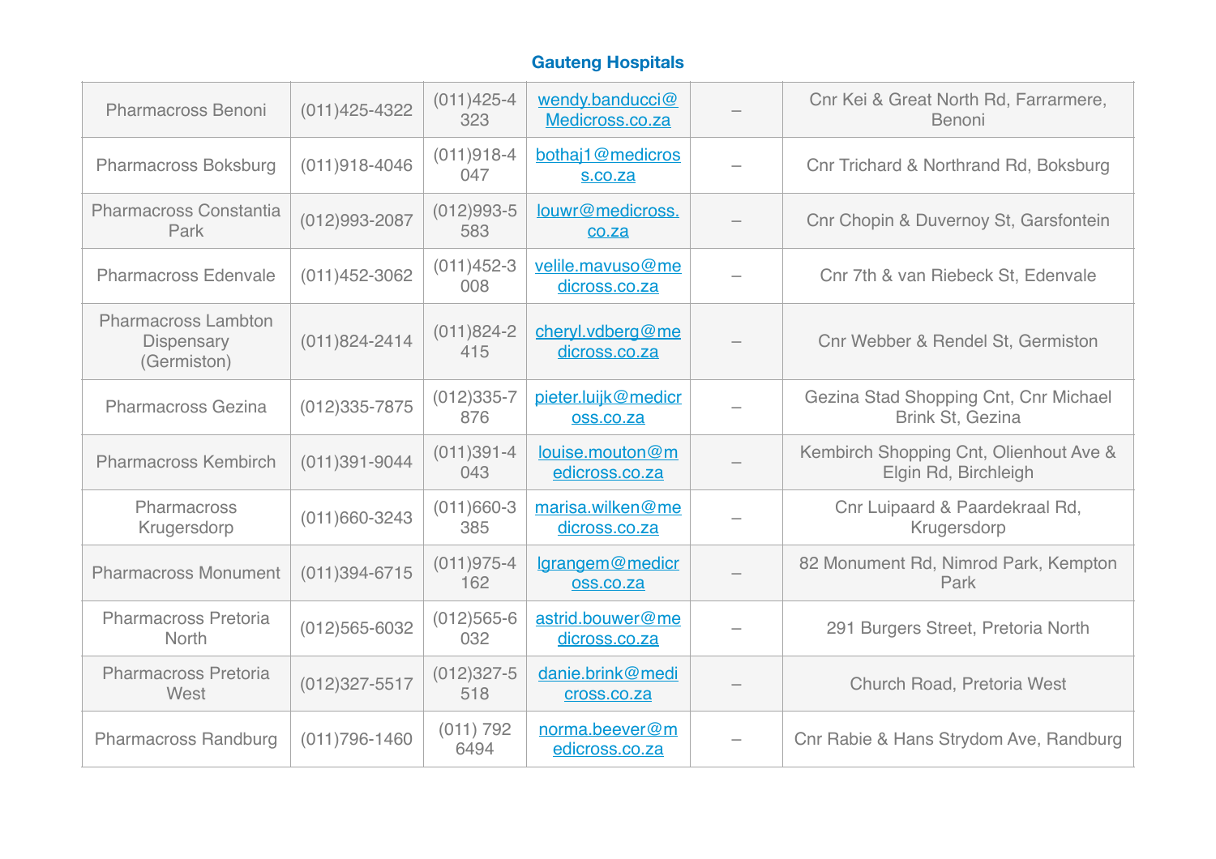## Gauteng Hospitals

| | | | | | |
|---|---|---|---|---|---|
| Pharmacross Benoni | (011)425-4322 | (011)425-4323 | wendy.banducci@Medicross.co.za | – | Cnr Kei & Great North Rd, Farrarmere, Benoni |
| Pharmacross Boksburg | (011)918-4046 | (011)918-4047 | bothaj1@medicross.co.za | – | Cnr Trichard & Northrand Rd, Boksburg |
| Pharmacross Constantia Park | (012)993-2087 | (012)993-5583 | louwr@medicross.co.za | – | Cnr Chopin & Duvernoy St, Garsfontein |
| Pharmacross Edenvale | (011)452-3062 | (011)452-3008 | velile.mavuso@medicross.co.za | – | Cnr 7th & van Riebeck St, Edenvale |
| Pharmacross Lambton Dispensary (Germiston) | (011)824-2414 | (011)824-2415 | cheryl.vdberg@medicross.co.za | – | Cnr Webber & Rendel St, Germiston |
| Pharmacross Gezina | (012)335-7875 | (012)335-7876 | pieter.luijk@medicross.co.za | – | Gezina Stad Shopping Cnt, Cnr Michael Brink St, Gezina |
| Pharmacross Kembirch | (011)391-9044 | (011)391-4043 | louise.mouton@medicross.co.za | – | Kembirch Shopping Cnt, Olienhout Ave & Elgin Rd, Birchleigh |
| Pharmacross Krugersdorp | (011)660-3243 | (011)660-3385 | marisa.wilken@medicross.co.za | – | Cnr Luipaard & Paardekraal Rd, Krugersdorp |
| Pharmacross Monument | (011)394-6715 | (011)975-4162 | lgrangem@medicross.co.za | – | 82 Monument Rd, Nimrod Park, Kempton Park |
| Pharmacross Pretoria North | (012)565-6032 | (012)565-6032 | astrid.bouwer@medicross.co.za | – | 291 Burgers Street, Pretoria North |
| Pharmacross Pretoria West | (012)327-5517 | (012)327-5518 | danie.brink@medicross.co.za | – | Church Road, Pretoria West |
| Pharmacross Randburg | (011)796-1460 | (011) 792 6494 | norma.beever@medicross.co.za | – | Cnr Rabie & Hans Strydom Ave, Randburg |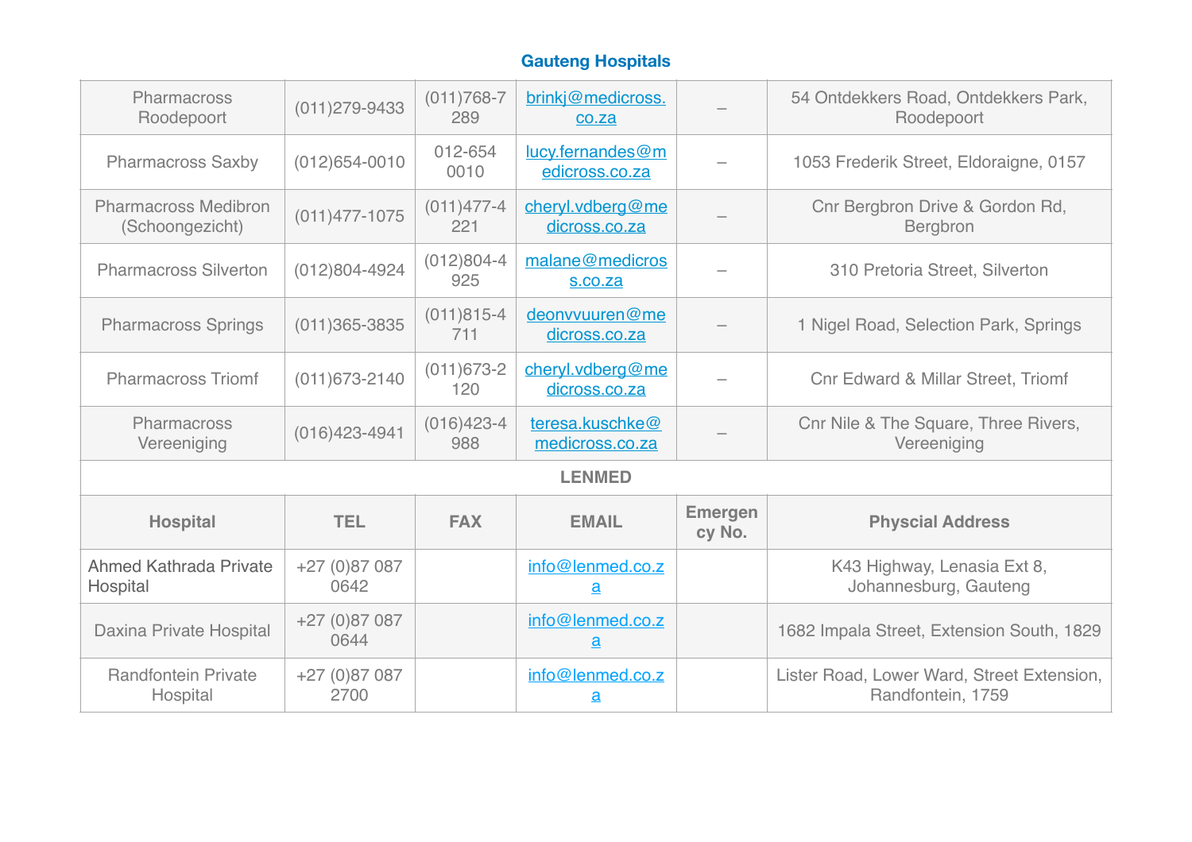## Gauteng Hospitals

| | | | | | |
|---|---|---|---|---|---|
| Pharmacross Roodepoort | (011)279-9433 | (011)768-7289 | brinkj@medicross.co.za | – | 54 Ontdekkers Road, Ontdekkers Park, Roodepoort |
| Pharmacross Saxby | (012)654-0010 | 012-654 0010 | lucy.fernandes@medicross.co.za | – | 1053 Frederik Street, Eldoraigne, 0157 |
| Pharmacross Medibron (Schoongezicht) | (011)477-1075 | (011)477-4221 | cheryl.vdberg@medicross.co.za | – | Cnr Bergbron Drive & Gordon Rd, Bergbron |
| Pharmacross Silverton | (012)804-4924 | (012)804-4925 | malane@medicross.co.za | – | 310 Pretoria Street, Silverton |
| Pharmacross Springs | (011)365-3835 | (011)815-4711 | deonvvuuren@medicross.co.za | – | 1 Nigel Road, Selection Park, Springs |
| Pharmacross Triomf | (011)673-2140 | (011)673-2120 | cheryl.vdberg@medicross.co.za | – | Cnr Edward & Millar Street, Triomf |
| Pharmacross Vereeniging | (016)423-4941 | (016)423-4988 | teresa.kuschke@medicross.co.za | – | Cnr Nile & The Square, Three Rivers, Vereeniging |

**LENMED**

| Hospital | TEL | FAX | EMAIL | Emergency No. | Physcial Address |
|---|---|---|---|---|---|
| Ahmed Kathrada Private Hospital | +27 (0)87 087 0642 | | info@lenmed.co.za | | K43 Highway, Lenasia Ext 8, Johannesburg, Gauteng |
| Daxina Private Hospital | +27 (0)87 087 0644 | | info@lenmed.co.za | | 1682 Impala Street, Extension South, 1829 |
| Randfontein Private Hospital | +27 (0)87 087 2700 | | info@lenmed.co.za | | Lister Road, Lower Ward, Street Extension, Randfontein, 1759 |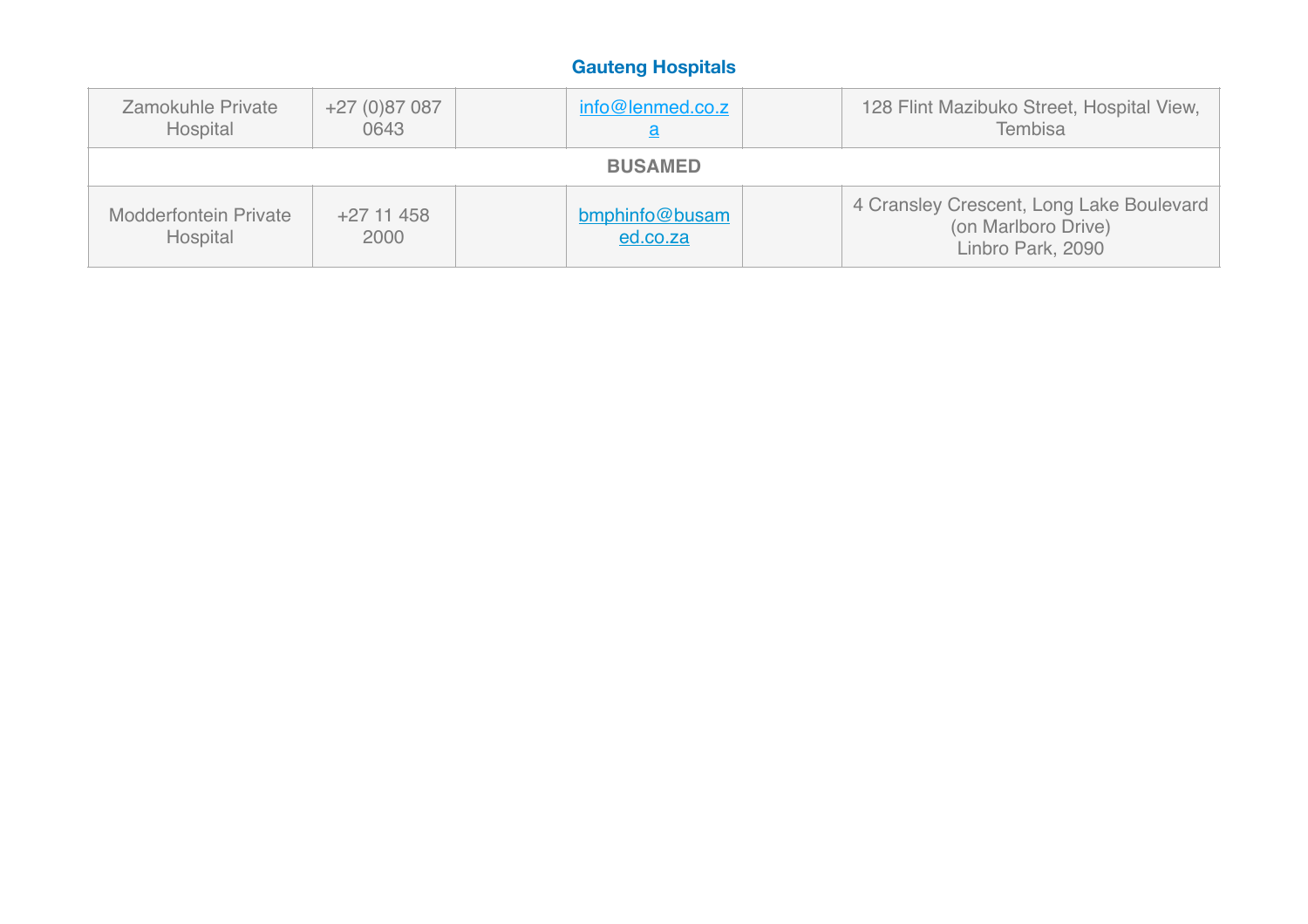**Gauteng Hospitals**

| | | | | | |
|---|---|---|---|---|---|
| Zamokuhle Private Hospital | +27 (0)87 087 0643 | | info@lenmed.co.za | | 128 Flint Mazibuko Street, Hospital View, Tembisa |
| **BUSAMED** | | | | | |
| Modderfontein Private Hospital | +27 11 458 2000 | | bmphinfo@busamed.co.za | | 4 Cransley Crescent, Long Lake Boulevard (on Marlboro Drive) Linbro Park, 2090 |